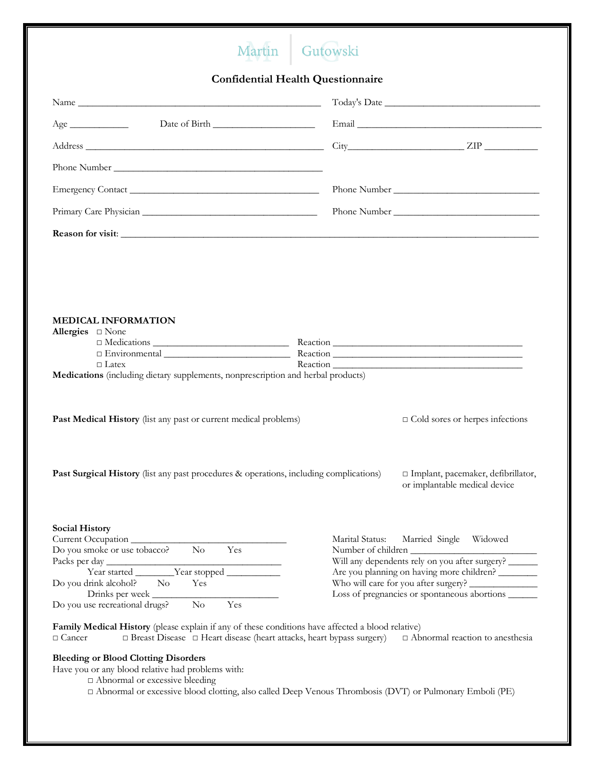Martin | Gutowski

# Confidential Health Questionnaire

Name ________________________________________________ Today's Date ________________________________

Age ____________ Date of Birth _____________________ Email _______________________________________

Address ______________________________________________ City_______________________ ZIP ___________

Phone Number __________________________________________

Emergency Contact ______________________________________ Phone Number ______________________________

Primary Care Physician ___________________________________ Phone Number ______________________________

**Reason for visit**: ___________________________________________________________________________________

**MEDICAL INFORMATION**

**Allergies** □ None
□ Medications ___________________________ Reaction ________________________________________
□ Environmental __________________________ Reaction ________________________________________
□ Latex Reaction ________________________________________

**Medications** (including dietary supplements, nonprescription and herbal products)

**Past Medical History** (list any past or current medical problems) □ Cold sores or herpes infections

**Past Surgical History** (list any past procedures & operations, including complications) □ Implant, pacemaker, defibrillator, or implantable medical device

**Social History**

Current Occupation _______________________________
Do you smoke or use tobacco? No Yes
Packs per day ___________________________________
Year started ________Year stopped ___________
Do you drink alcohol? No Yes
Drinks per week ___________________________
Do you use recreational drugs? No Yes

Marital Status: Married Single Widowed
Number of children _______________________
Will any dependents rely on you after surgery? ______
Are you planning on having more children? ________
Who will care for you after surgery? ______________
Loss of pregnancies or spontaneous abortions ______

**Family Medical History** (please explain if any of these conditions have affected a blood relative)
□ Cancer □ Breast Disease □ Heart disease (heart attacks, heart bypass surgery) □ Abnormal reaction to anesthesia

**Bleeding or Blood Clotting Disorders**
Have you or any blood relative had problems with:
□ Abnormal or excessive bleeding
□ Abnormal or excessive blood clotting, also called Deep Venous Thrombosis (DVT) or Pulmonary Emboli (PE)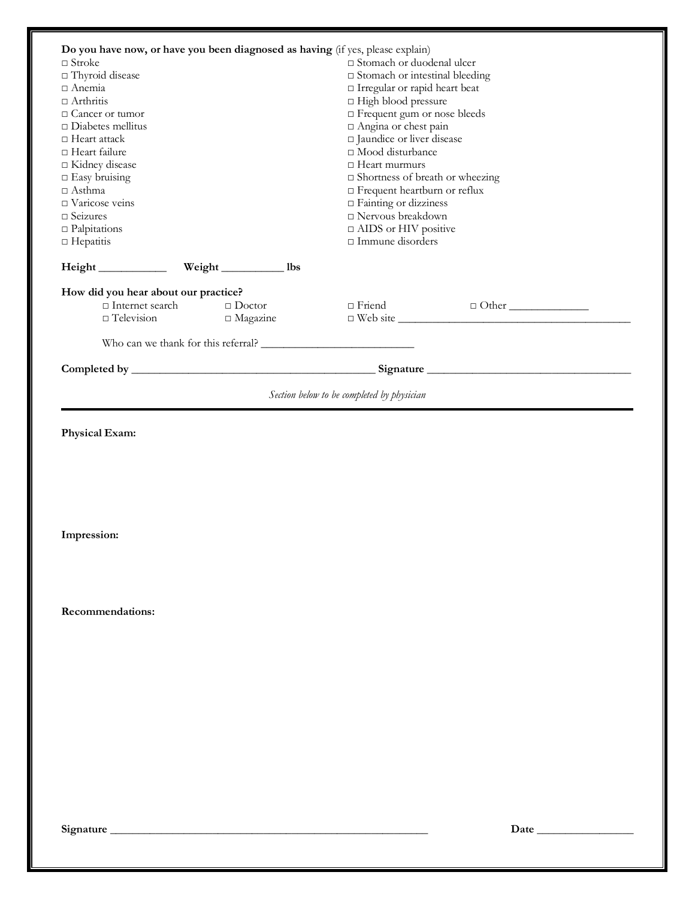**Do you have now, or have you been diagnosed as having** (if yes, please explain)

- □ Stroke
- □ Thyroid disease
- □ Anemia
- □ Arthritis
- □ Cancer or tumor
- □ Diabetes mellitus
- □ Heart attack
- □ Heart failure
- □ Kidney disease
- □ Easy bruising
- □ Asthma
- □ Varicose veins
- □ Seizures
- □ Palpitations
- □ Hepatitis
- □ Stomach or duodenal ulcer
- □ Stomach or intestinal bleeding
- □ Irregular or rapid heart beat
- □ High blood pressure
- □ Frequent gum or nose bleeds
- □ Angina or chest pain
- □ Jaundice or liver disease
- □ Mood disturbance
- □ Heart murmurs
- □ Shortness of breath or wheezing
- □ Frequent heartburn or reflux
- □ Fainting or dizziness
- □ Nervous breakdown
- □ AIDS or HIV positive
- □ Immune disorders

**Height** ____________ **Weight** ___________ **lbs**

**How did you hear about our practice?**

□ Internet search □ Doctor □ Friend □ Other ______________
□ Television □ Magazine □ Web site ________________________________________

Who can we thank for this referral? ___________________________

**Completed by** ___________________________________________ **Signature** ____________________________________

*Section below to be completed by physician*

---

**Physical Exam:**

**Impression:**

**Recommendations:**

**Signature** __________________________________________________________ **Date** _________________